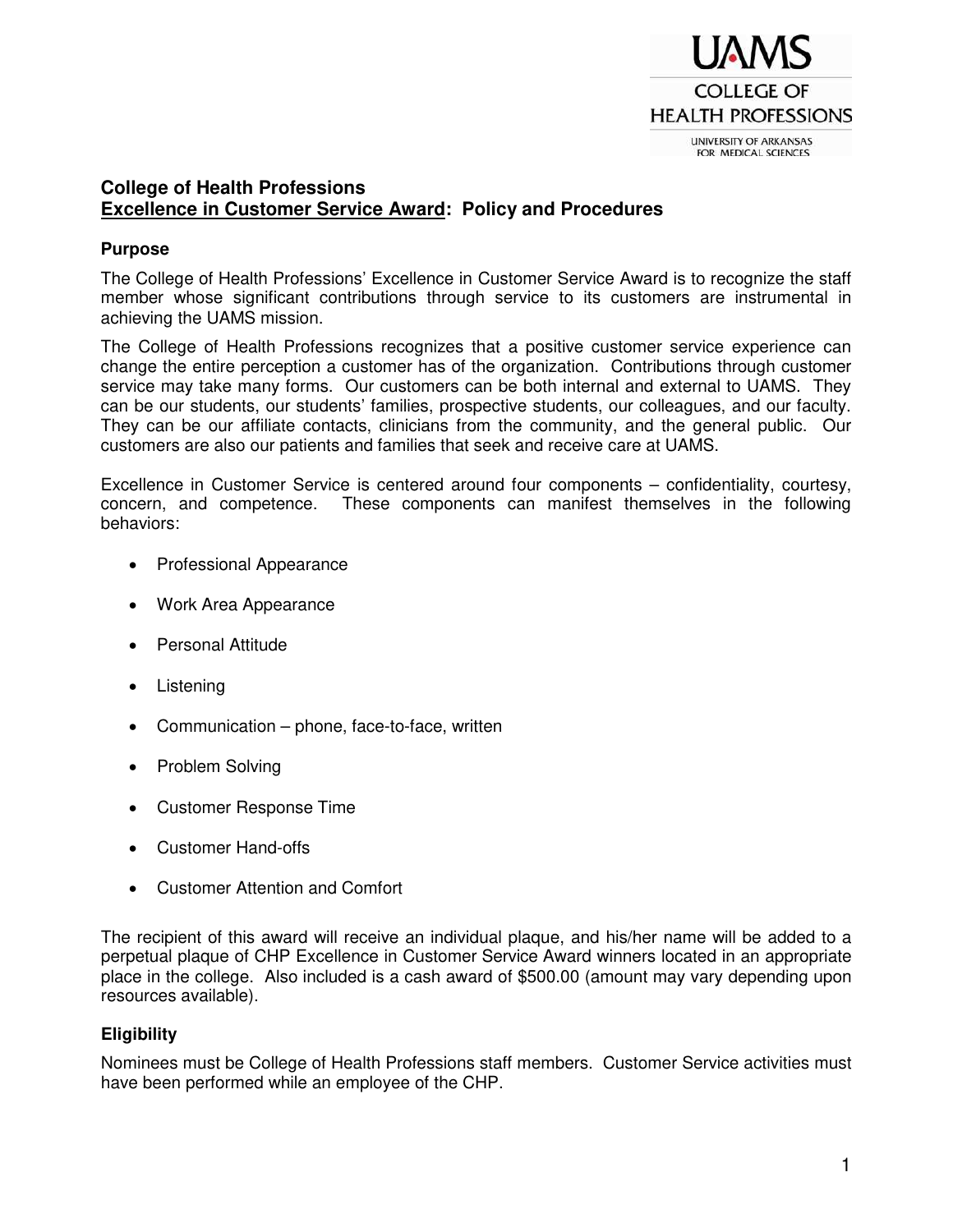UAMS
COLLEGE OF HEALTH PROFESSIONS
UNIVERSITY OF ARKANSAS FOR MEDICAL SCIENCES

## College of Health Professions
## Excellence in Customer Service Award: Policy and Procedures

### Purpose

The College of Health Professions' Excellence in Customer Service Award is to recognize the staff member whose significant contributions through service to its customers are instrumental in achieving the UAMS mission.

The College of Health Professions recognizes that a positive customer service experience can change the entire perception a customer has of the organization. Contributions through customer service may take many forms. Our customers can be both internal and external to UAMS. They can be our students, our students' families, prospective students, our colleagues, and our faculty. They can be our affiliate contacts, clinicians from the community, and the general public. Our customers are also our patients and families that seek and receive care at UAMS.

Excellence in Customer Service is centered around four components – confidentiality, courtesy, concern, and competence. These components can manifest themselves in the following behaviors:

- Professional Appearance
- Work Area Appearance
- Personal Attitude
- Listening
- Communication – phone, face-to-face, written
- Problem Solving
- Customer Response Time
- Customer Hand-offs
- Customer Attention and Comfort

The recipient of this award will receive an individual plaque, and his/her name will be added to a perpetual plaque of CHP Excellence in Customer Service Award winners located in an appropriate place in the college. Also included is a cash award of $500.00 (amount may vary depending upon resources available).

### Eligibility

Nominees must be College of Health Professions staff members. Customer Service activities must have been performed while an employee of the CHP.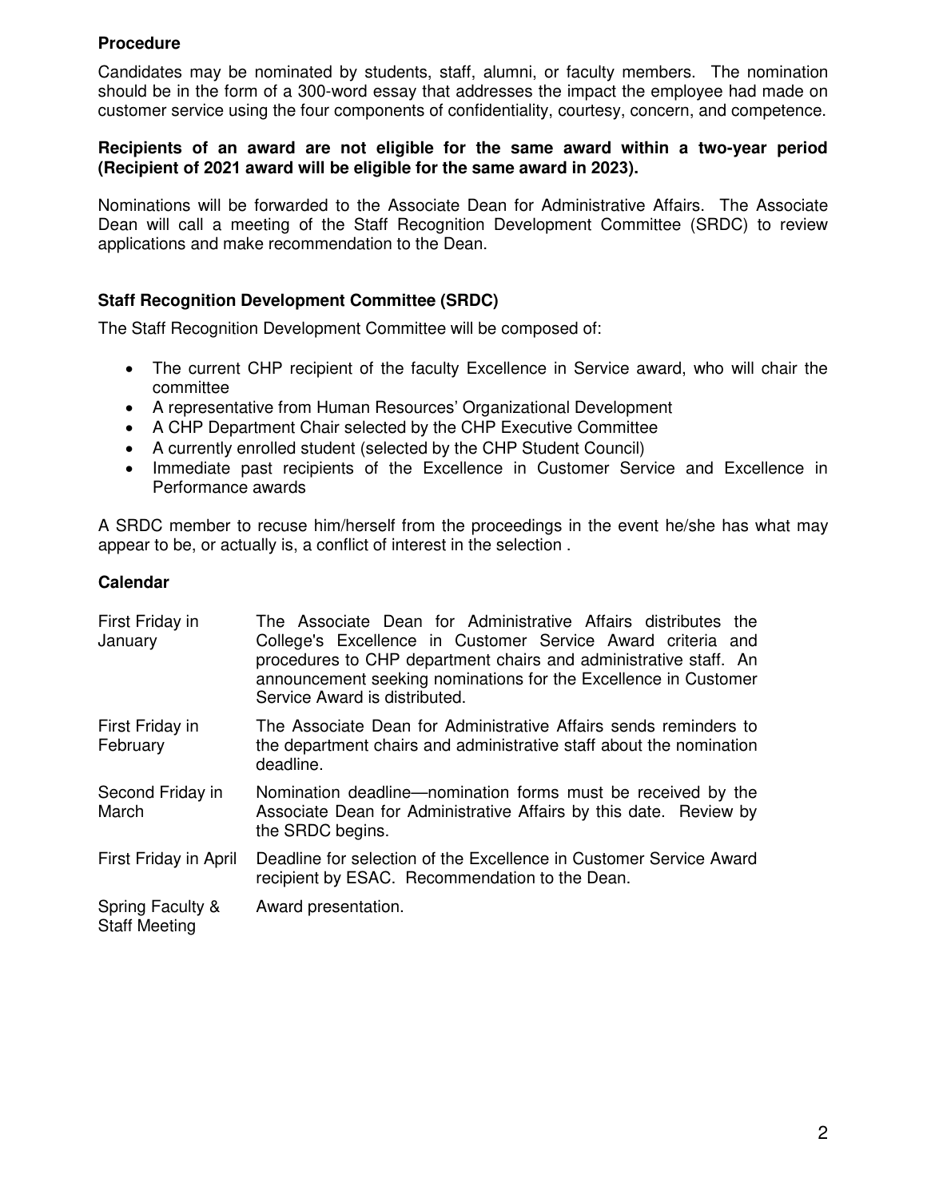**Procedure**

Candidates may be nominated by students, staff, alumni, or faculty members. The nomination should be in the form of a 300-word essay that addresses the impact the employee had made on customer service using the four components of confidentiality, courtesy, concern, and competence.

**Recipients of an award are not eligible for the same award within a two-year period (Recipient of 2021 award will be eligible for the same award in 2023).**

Nominations will be forwarded to the Associate Dean for Administrative Affairs. The Associate Dean will call a meeting of the Staff Recognition Development Committee (SRDC) to review applications and make recommendation to the Dean.

**Staff Recognition Development Committee (SRDC)**

The Staff Recognition Development Committee will be composed of:

- The current CHP recipient of the faculty Excellence in Service award, who will chair the committee
- A representative from Human Resources' Organizational Development
- A CHP Department Chair selected by the CHP Executive Committee
- A currently enrolled student (selected by the CHP Student Council)
- Immediate past recipients of the Excellence in Customer Service and Excellence in Performance awards

A SRDC member to recuse him/herself from the proceedings in the event he/she has what may appear to be, or actually is, a conflict of interest in the selection .

**Calendar**

| | |
|---|---|
| First Friday in January | The Associate Dean for Administrative Affairs distributes the College's Excellence in Customer Service Award criteria and procedures to CHP department chairs and administrative staff. An announcement seeking nominations for the Excellence in Customer Service Award is distributed. |
| First Friday in February | The Associate Dean for Administrative Affairs sends reminders to the department chairs and administrative staff about the nomination deadline. |
| Second Friday in March | Nomination deadline—nomination forms must be received by the Associate Dean for Administrative Affairs by this date. Review by the SRDC begins. |
| First Friday in April | Deadline for selection of the Excellence in Customer Service Award recipient by ESAC. Recommendation to the Dean. |
| Spring Faculty & Staff Meeting | Award presentation. |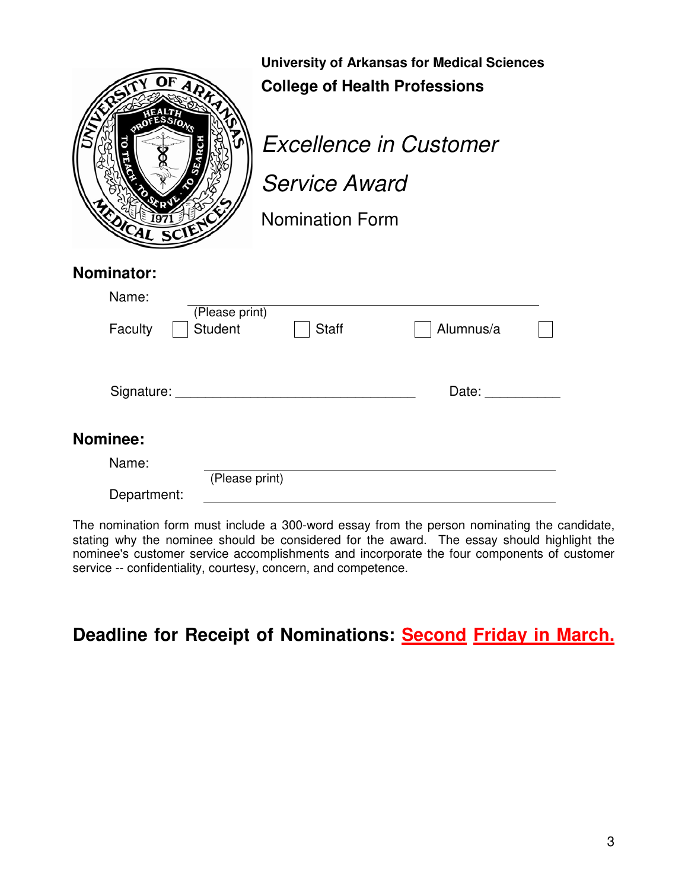**University of Arkansas for Medical Sciences**

**College of Health Professions**

# *Excellence in Customer Service Award*

Nomination Form

## Nominator:

Name: ______________________________________________
(Please print)

Faculty ☐ Student ☐ Staff ☐ Alumnus/a ☐

Signature: _________________________________ Date: __________

## Nominee:

Name: ______________________________________________
(Please print)

Department: ______________________________________________

The nomination form must include a 300-word essay from the person nominating the candidate, stating why the nominee should be considered for the award. The essay should highlight the nominee's customer service accomplishments and incorporate the four components of customer service -- confidentiality, courtesy, concern, and competence.

## Deadline for Receipt of Nominations: Second Friday in March.